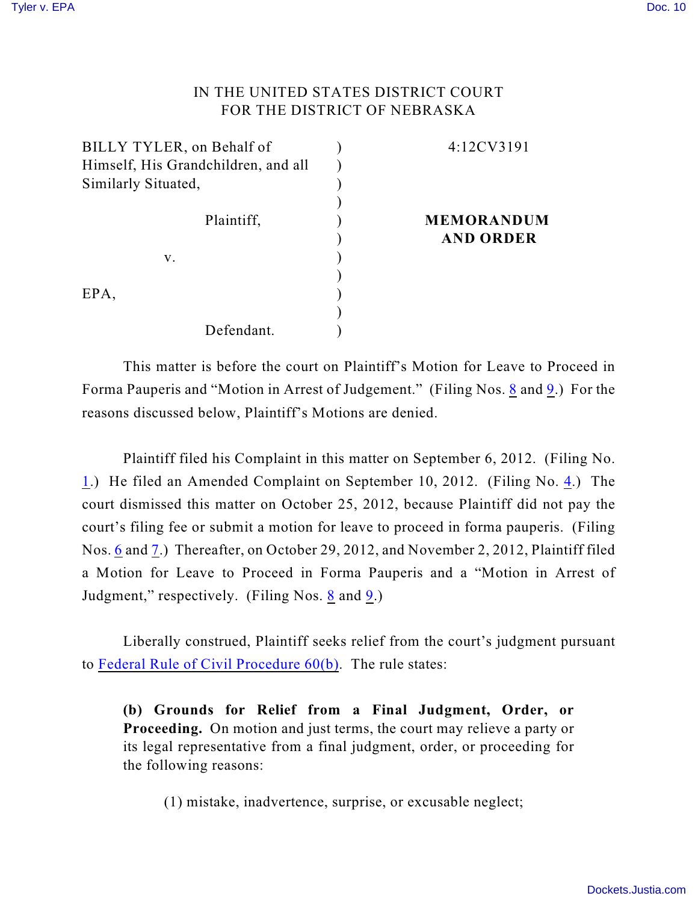IN THE UNITED STATES DISTRICT COURT
FOR THE DISTRICT OF NEBRASKA

| | | |
|---|---|---|
| BILLY TYLER, on Behalf of Himself, His Grandchildren, and all Similarly Situated, | ) | 4:12CV3191 |
| Plaintiff, | ) | **MEMORANDUM AND ORDER** |
| v. | ) | |
| EPA, | ) | |
| Defendant. | ) | |

This matter is before the court on Plaintiff's Motion for Leave to Proceed in Forma Pauperis and "Motion in Arrest of Judgement." (Filing Nos. 8 and 9.) For the reasons discussed below, Plaintiff's Motions are denied.

Plaintiff filed his Complaint in this matter on September 6, 2012. (Filing No. 1.) He filed an Amended Complaint on September 10, 2012. (Filing No. 4.) The court dismissed this matter on October 25, 2012, because Plaintiff did not pay the court's filing fee or submit a motion for leave to proceed in forma pauperis. (Filing Nos. 6 and 7.) Thereafter, on October 29, 2012, and November 2, 2012, Plaintiff filed a Motion for Leave to Proceed in Forma Pauperis and a "Motion in Arrest of Judgment," respectively. (Filing Nos. 8 and 9.)

Liberally construed, Plaintiff seeks relief from the court's judgment pursuant to Federal Rule of Civil Procedure 60(b). The rule states:

> **(b) Grounds for Relief from a Final Judgment, Order, or Proceeding.** On motion and just terms, the court may relieve a party or its legal representative from a final judgment, order, or proceeding for the following reasons:
>
> (1) mistake, inadvertence, surprise, or excusable neglect;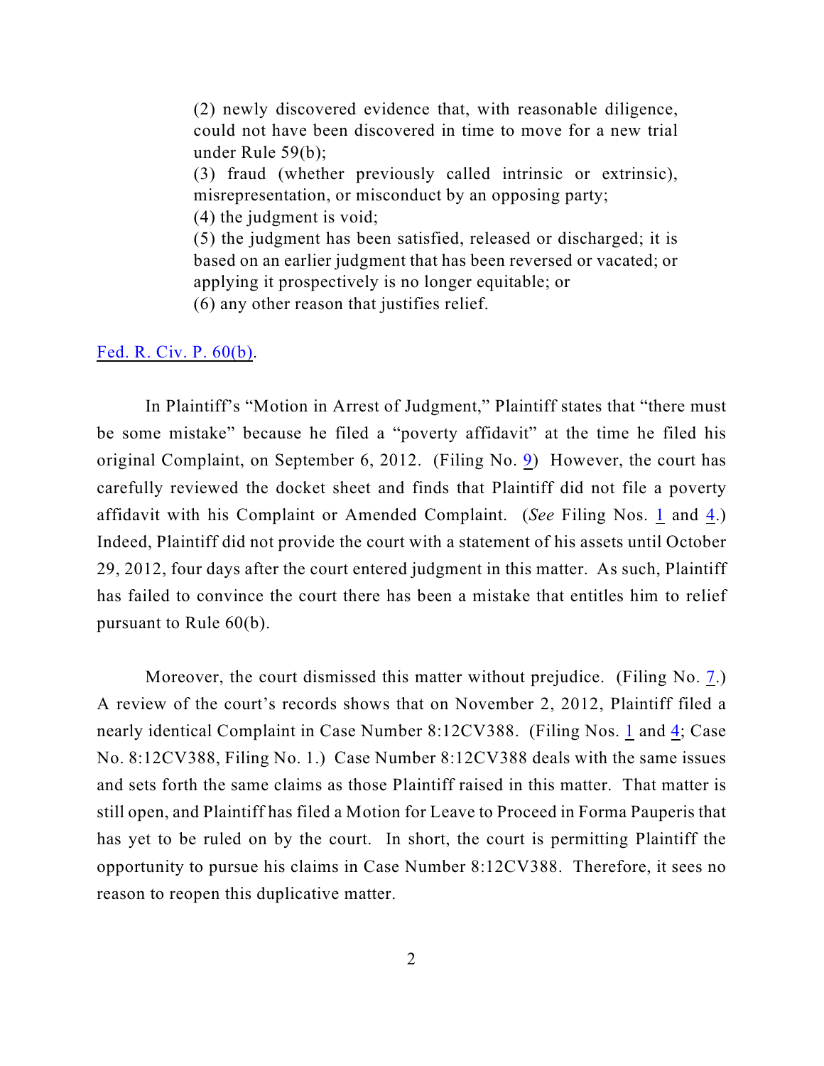> (2) newly discovered evidence that, with reasonable diligence, could not have been discovered in time to move for a new trial under Rule 59(b);
> (3) fraud (whether previously called intrinsic or extrinsic), misrepresentation, or misconduct by an opposing party;
> (4) the judgment is void;
> (5) the judgment has been satisfied, released or discharged; it is based on an earlier judgment that has been reversed or vacated; or applying it prospectively is no longer equitable; or
> (6) any other reason that justifies relief.

Fed. R. Civ. P. 60(b).

In Plaintiff's "Motion in Arrest of Judgment," Plaintiff states that "there must be some mistake" because he filed a "poverty affidavit" at the time he filed his original Complaint, on September 6, 2012. (Filing No. 9) However, the court has carefully reviewed the docket sheet and finds that Plaintiff did not file a poverty affidavit with his Complaint or Amended Complaint. (*See* Filing Nos. 1 and 4.) Indeed, Plaintiff did not provide the court with a statement of his assets until October 29, 2012, four days after the court entered judgment in this matter. As such, Plaintiff has failed to convince the court there has been a mistake that entitles him to relief pursuant to Rule 60(b).

Moreover, the court dismissed this matter without prejudice. (Filing No. 7.) A review of the court's records shows that on November 2, 2012, Plaintiff filed a nearly identical Complaint in Case Number 8:12CV388. (Filing Nos. 1 and 4; Case No. 8:12CV388, Filing No. 1.) Case Number 8:12CV388 deals with the same issues and sets forth the same claims as those Plaintiff raised in this matter. That matter is still open, and Plaintiff has filed a Motion for Leave to Proceed in Forma Pauperis that has yet to be ruled on by the court. In short, the court is permitting Plaintiff the opportunity to pursue his claims in Case Number 8:12CV388. Therefore, it sees no reason to reopen this duplicative matter.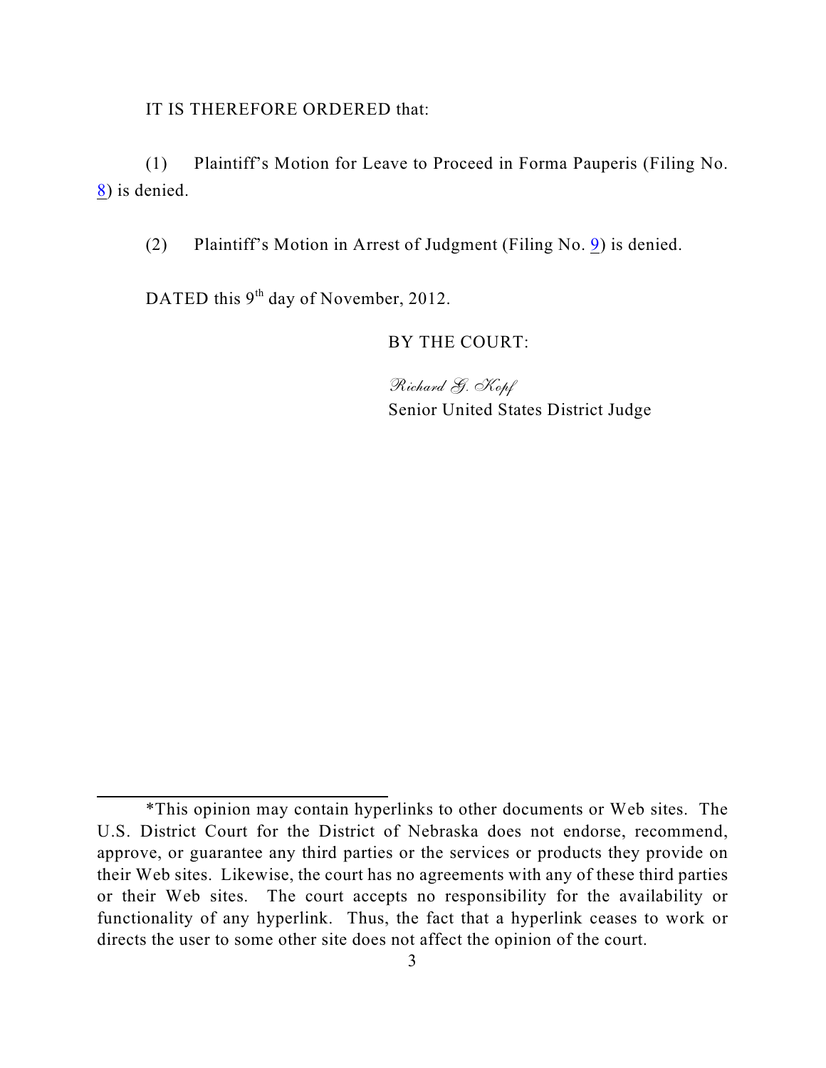IT IS THEREFORE ORDERED that:

(1) Plaintiff's Motion for Leave to Proceed in Forma Pauperis (Filing No. 8) is denied.

(2) Plaintiff's Motion in Arrest of Judgment (Filing No. 9) is denied.

DATED this 9th day of November, 2012.

BY THE COURT:

*Richard G. Kopf*
Senior United States District Judge

---

*This opinion may contain hyperlinks to other documents or Web sites. The U.S. District Court for the District of Nebraska does not endorse, recommend, approve, or guarantee any third parties or the services or products they provide on their Web sites. Likewise, the court has no agreements with any of these third parties or their Web sites. The court accepts no responsibility for the availability or functionality of any hyperlink. Thus, the fact that a hyperlink ceases to work or directs the user to some other site does not affect the opinion of the court.